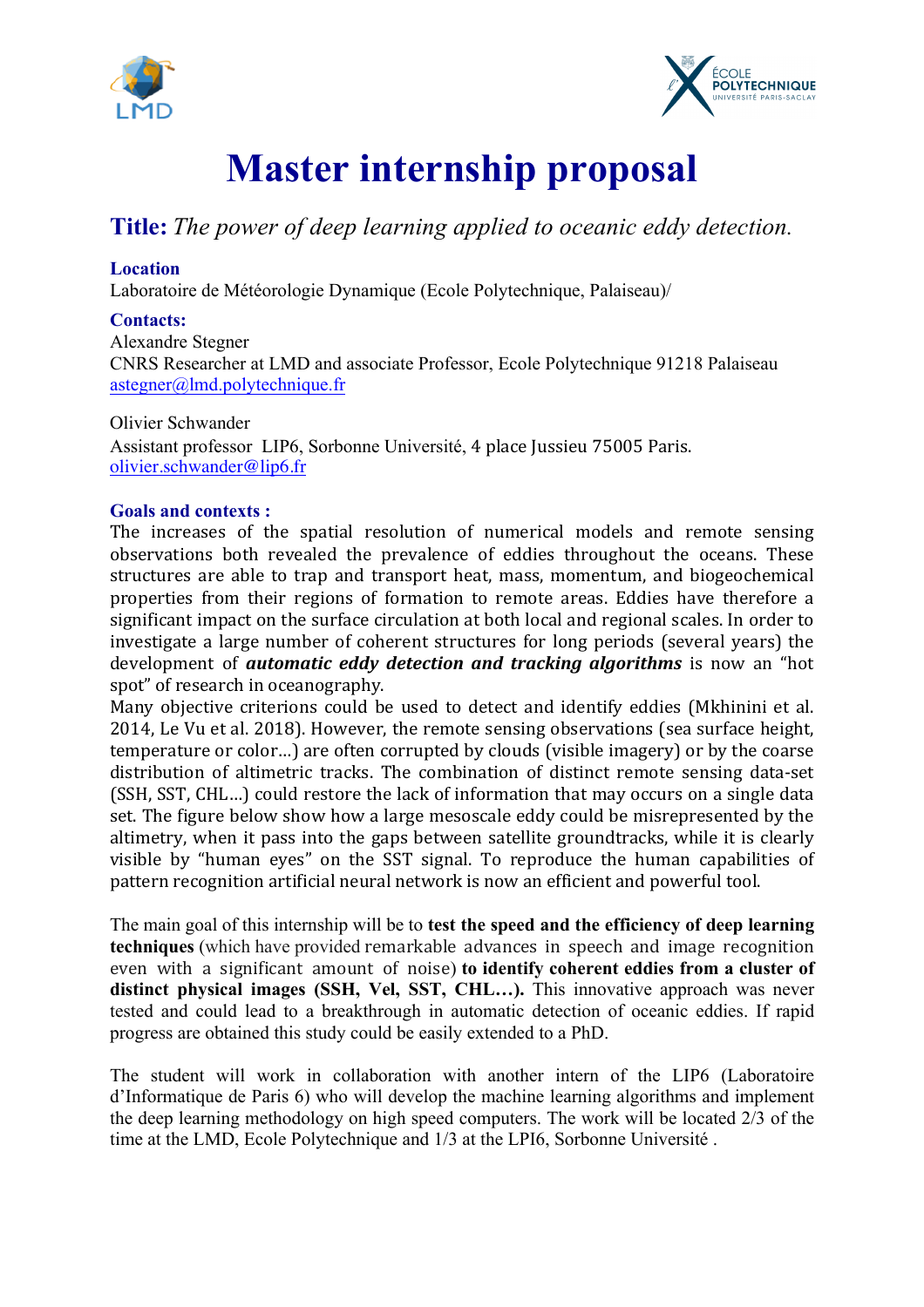# Master internship proposal

## **Title:** *The power of deep learning applied to oceanic eddy detection.*

**Location**

Laboratoire de Météorologie Dynamique (Ecole Polytechnique, Palaiseau)/

**Contacts:**

Alexandre Stegner
CNRS Researcher at LMD and associate Professor, Ecole Polytechnique 91218 Palaiseau
astegner@lmd.polytechnique.fr

Olivier Schwander
Assistant professor LIP6, Sorbonne Université, 4 place Jussieu 75005 Paris.
olivier.schwander@lip6.fr

**Goals and contexts :**

The increases of the spatial resolution of numerical models and remote sensing observations both revealed the prevalence of eddies throughout the oceans. These structures are able to trap and transport heat, mass, momentum, and biogeochemical properties from their regions of formation to remote areas. Eddies have therefore a significant impact on the surface circulation at both local and regional scales. In order to investigate a large number of coherent structures for long periods (several years) the development of ***automatic eddy detection and tracking algorithms*** is now an "hot spot" of research in oceanography.
Many objective criterions could be used to detect and identify eddies (Mkhinini et al. 2014, Le Vu et al. 2018). However, the remote sensing observations (sea surface height, temperature or color...) are often corrupted by clouds (visible imagery) or by the coarse distribution of altimetric tracks. The combination of distinct remote sensing data-set (SSH, SST, CHL...) could restore the lack of information that may occurs on a single data set. The figure below show how a large mesoscale eddy could be misrepresented by the altimetry, when it pass into the gaps between satellite groundtracks, while it is clearly visible by "human eyes" on the SST signal. To reproduce the human capabilities of pattern recognition artificial neural network is now an efficient and powerful tool.

The main goal of this internship will be to **test the speed and the efficiency of deep learning techniques** (which have provided remarkable advances in speech and image recognition even with a significant amount of noise) **to identify coherent eddies from a cluster of distinct physical images (SSH, Vel, SST, CHL...).** This innovative approach was never tested and could lead to a breakthrough in automatic detection of oceanic eddies. If rapid progress are obtained this study could be easily extended to a PhD.

The student will work in collaboration with another intern of the LIP6 (Laboratoire d'Informatique de Paris 6) who will develop the machine learning algorithms and implement the deep learning methodology on high speed computers. The work will be located 2/3 of the time at the LMD, Ecole Polytechnique and 1/3 at the LPI6, Sorbonne Université .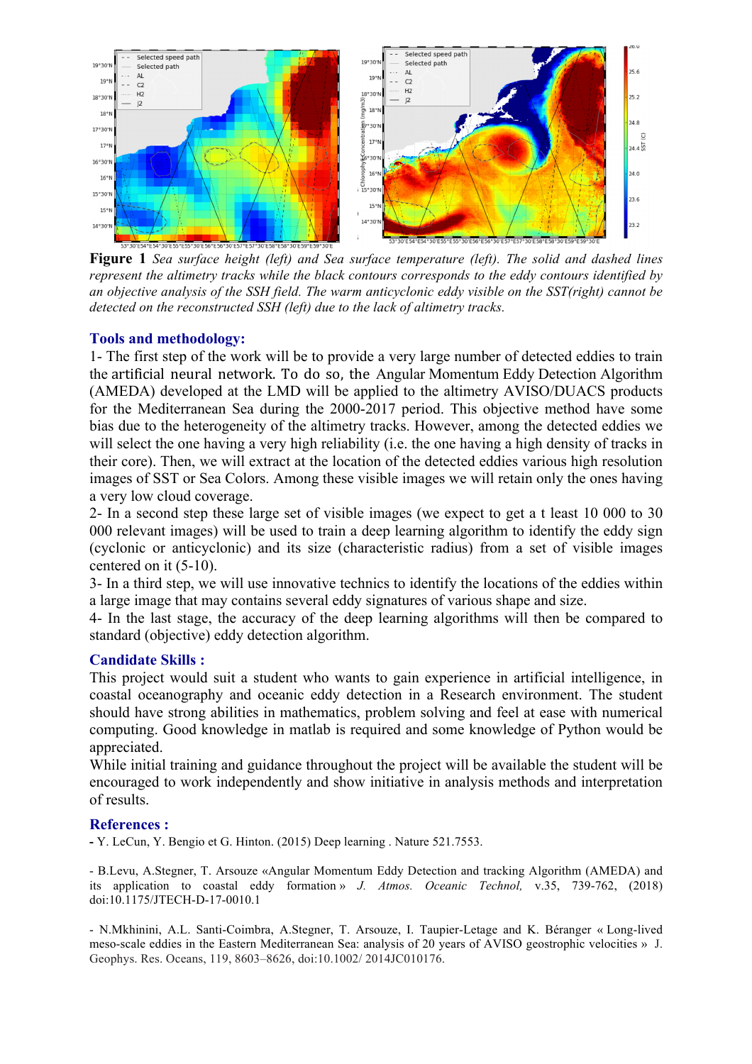**Figure 1** *Sea surface height (left) and Sea surface temperature (left). The solid and dashed lines represent the altimetry tracks while the black contours corresponds to the eddy contours identified by an objective analysis of the SSH field. The warm anticyclonic eddy visible on the SST(right) cannot be detected on the reconstructed SSH (left) due to the lack of altimetry tracks.*

## Tools and methodology:

1- The first step of the work will be to provide a very large number of detected eddies to train the artificial neural network. To do so, the Angular Momentum Eddy Detection Algorithm (AMEDA) developed at the LMD will be applied to the altimetry AVISO/DUACS products for the Mediterranean Sea during the 2000-2017 period. This objective method have some bias due to the heterogeneity of the altimetry tracks. However, among the detected eddies we will select the one having a very high reliability (i.e. the one having a high density of tracks in their core). Then, we will extract at the location of the detected eddies various high resolution images of SST or Sea Colors. Among these visible images we will retain only the ones having a very low cloud coverage.

2- In a second step these large set of visible images (we expect to get a t least 10 000 to 30 000 relevant images) will be used to train a deep learning algorithm to identify the eddy sign (cyclonic or anticyclonic) and its size (characteristic radius) from a set of visible images centered on it (5-10).

3- In a third step, we will use innovative technics to identify the locations of the eddies within a large image that may contains several eddy signatures of various shape and size.

4- In the last stage, the accuracy of the deep learning algorithms will then be compared to standard (objective) eddy detection algorithm.

## Candidate Skills :

This project would suit a student who wants to gain experience in artificial intelligence, in coastal oceanography and oceanic eddy detection in a Research environment. The student should have strong abilities in mathematics, problem solving and feel at ease with numerical computing. Good knowledge in matlab is required and some knowledge of Python would be appreciated.

While initial training and guidance throughout the project will be available the student will be encouraged to work independently and show initiative in analysis methods and interpretation of results.

## References :

**-** Y. LeCun, Y. Bengio et G. Hinton. (2015) Deep learning . Nature 521.7553.

- B.Levu, A.Stegner, T. Arsouze «Angular Momentum Eddy Detection and tracking Algorithm (AMEDA) and its application to coastal eddy formation » *J. Atmos. Oceanic Technol,* v.35, 739-762, (2018) doi:10.1175/JTECH-D-17-0010.1

- N.Mkhinini, A.L. Santi-Coimbra, A.Stegner, T. Arsouze, I. Taupier-Letage and K. Béranger « Long-lived meso-scale eddies in the Eastern Mediterranean Sea: analysis of 20 years of AVISO geostrophic velocities » J. Geophys. Res. Oceans, 119, 8603–8626, doi:10.1002/ 2014JC010176.